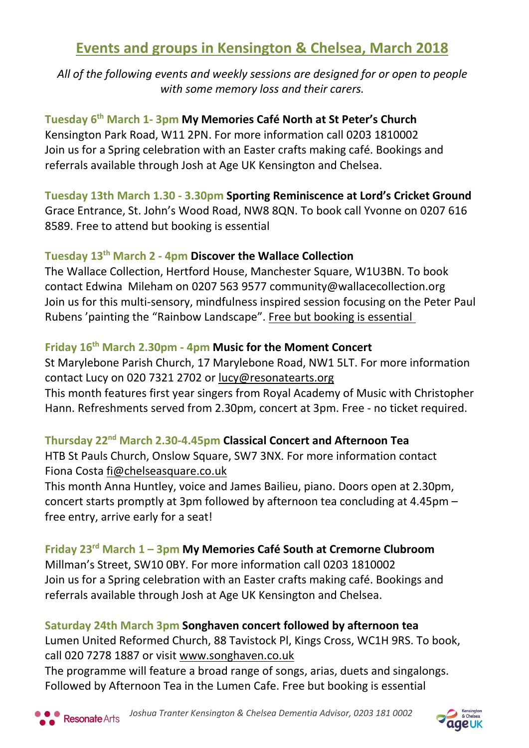# Events and groups in Kensington & Chelsea, March 2018

*All of the following events and weekly sessions are designed for or open to people with some memory loss and their carers.*

**Tuesday 6th March 1- 3pm My Memories Café North at St Peter's Church**
Kensington Park Road, W11 2PN. For more information call 0203 1810002
Join us for a Spring celebration with an Easter crafts making café. Bookings and referrals available through Josh at Age UK Kensington and Chelsea.

**Tuesday 13th March 1.30 - 3.30pm Sporting Reminiscence at Lord's Cricket Ground**
Grace Entrance, St. John's Wood Road, NW8 8QN. To book call Yvonne on 0207 616 8589. Free to attend but booking is essential

**Tuesday 13th March 2 - 4pm Discover the Wallace Collection**
The Wallace Collection, Hertford House, Manchester Square, W1U3BN. To book contact Edwina Mileham on 0207 563 9577 community@wallacecollection.org
Join us for this multi-sensory, mindfulness inspired session focusing on the Peter Paul Rubens 'painting the "Rainbow Landscape". Free but booking is essential

**Friday 16th March 2.30pm - 4pm Music for the Moment Concert**
St Marylebone Parish Church, 17 Marylebone Road, NW1 5LT. For more information contact Lucy on 020 7321 2702 or lucy@resonatearts.org
This month features first year singers from Royal Academy of Music with Christopher Hann. Refreshments served from 2.30pm, concert at 3pm. Free - no ticket required.

**Thursday 22nd March 2.30-4.45pm Classical Concert and Afternoon Tea**
HTB St Pauls Church, Onslow Square, SW7 3NX. For more information contact Fiona Costa fi@chelseasquare.co.uk
This month Anna Huntley, voice and James Bailieu, piano. Doors open at 2.30pm, concert starts promptly at 3pm followed by afternoon tea concluding at 4.45pm – free entry, arrive early for a seat!

**Friday 23rd March 1 – 3pm My Memories Café South at Cremorne Clubroom**
Millman's Street, SW10 0BY. For more information call 0203 1810002
Join us for a Spring celebration with an Easter crafts making café. Bookings and referrals available through Josh at Age UK Kensington and Chelsea.

**Saturday 24th March 3pm Songhaven concert followed by afternoon tea**
Lumen United Reformed Church, 88 Tavistock Pl, Kings Cross, WC1H 9RS. To book, call 020 7278 1887 or visit www.songhaven.co.uk
The programme will feature a broad range of songs, arias, duets and singalongs. Followed by Afternoon Tea in the Lumen Cafe. Free but booking is essential

Resonate Arts *Joshua Tranter Kensington & Chelsea Dementia Advisor, 0203 181 0002* Kensington & Chelsea Age UK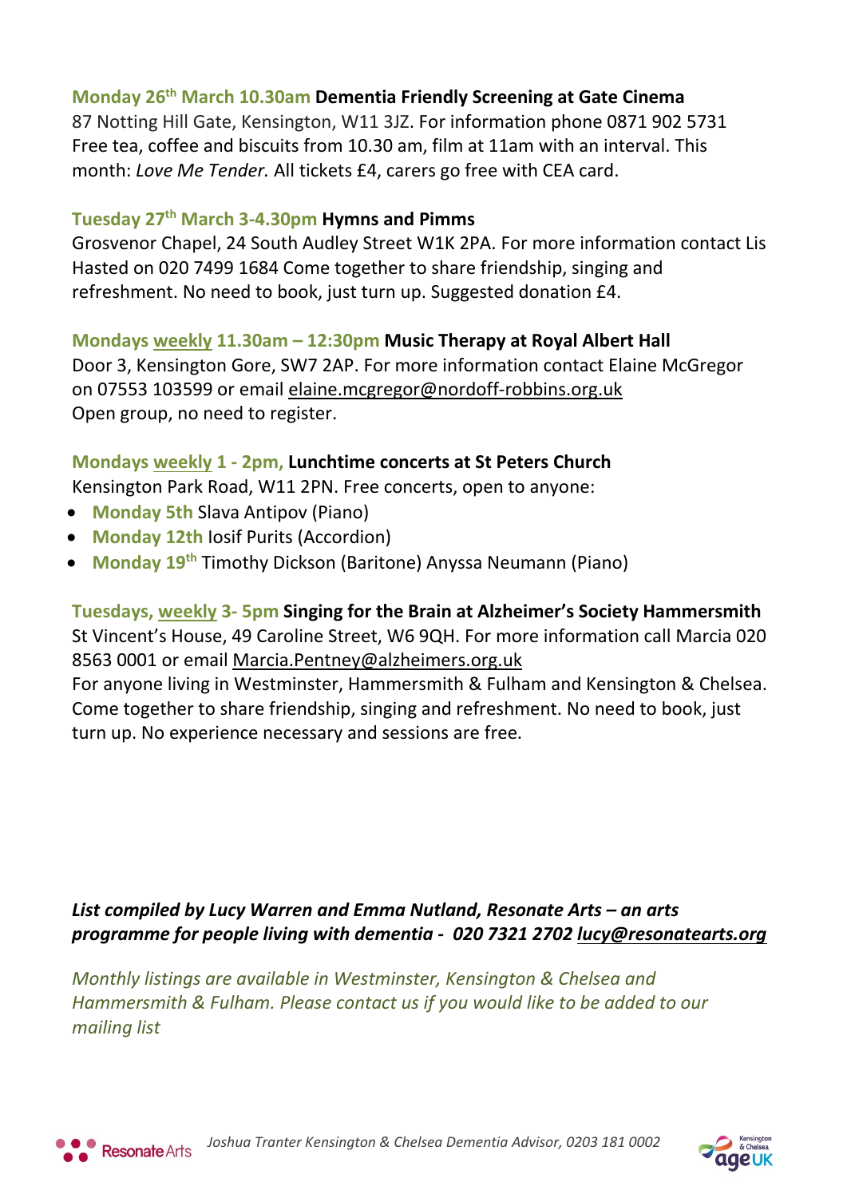**Monday 26th March 10.30am Dementia Friendly Screening at Gate Cinema**
87 Notting Hill Gate, Kensington, W11 3JZ. For information phone 0871 902 5731
Free tea, coffee and biscuits from 10.30 am, film at 11am with an interval. This month: *Love Me Tender.* All tickets £4, carers go free with CEA card.

**Tuesday 27th March 3-4.30pm Hymns and Pimms**
Grosvenor Chapel, 24 South Audley Street W1K 2PA. For more information contact Lis Hasted on 020 7499 1684 Come together to share friendship, singing and refreshment. No need to book, just turn up. Suggested donation £4.

**Mondays weekly 11.30am – 12:30pm Music Therapy at Royal Albert Hall**
Door 3, Kensington Gore, SW7 2AP. For more information contact Elaine McGregor on 07553 103599 or email elaine.mcgregor@nordoff-robbins.org.uk
Open group, no need to register.

**Mondays weekly 1 - 2pm, Lunchtime concerts at St Peters Church**
Kensington Park Road, W11 2PN. Free concerts, open to anyone:

- **Monday 5th** Slava Antipov (Piano)
- **Monday 12th** Iosif Purits (Accordion)
- **Monday 19th** Timothy Dickson (Baritone) Anyssa Neumann (Piano)

**Tuesdays, weekly 3- 5pm Singing for the Brain at Alzheimer's Society Hammersmith**
St Vincent's House, 49 Caroline Street, W6 9QH. For more information call Marcia 020 8563 0001 or email Marcia.Pentney@alzheimers.org.uk
For anyone living in Westminster, Hammersmith & Fulham and Kensington & Chelsea. Come together to share friendship, singing and refreshment. No need to book, just turn up. No experience necessary and sessions are free.

***List compiled by Lucy Warren and Emma Nutland, Resonate Arts – an arts programme for people living with dementia - 020 7321 2702 lucy@resonatearts.org***

*Monthly listings are available in Westminster, Kensington & Chelsea and Hammersmith & Fulham. Please contact us if you would like to be added to our mailing list*

Resonate Arts *Joshua Tranter Kensington & Chelsea Dementia Advisor, 0203 181 0002* Kensington & Chelsea age UK